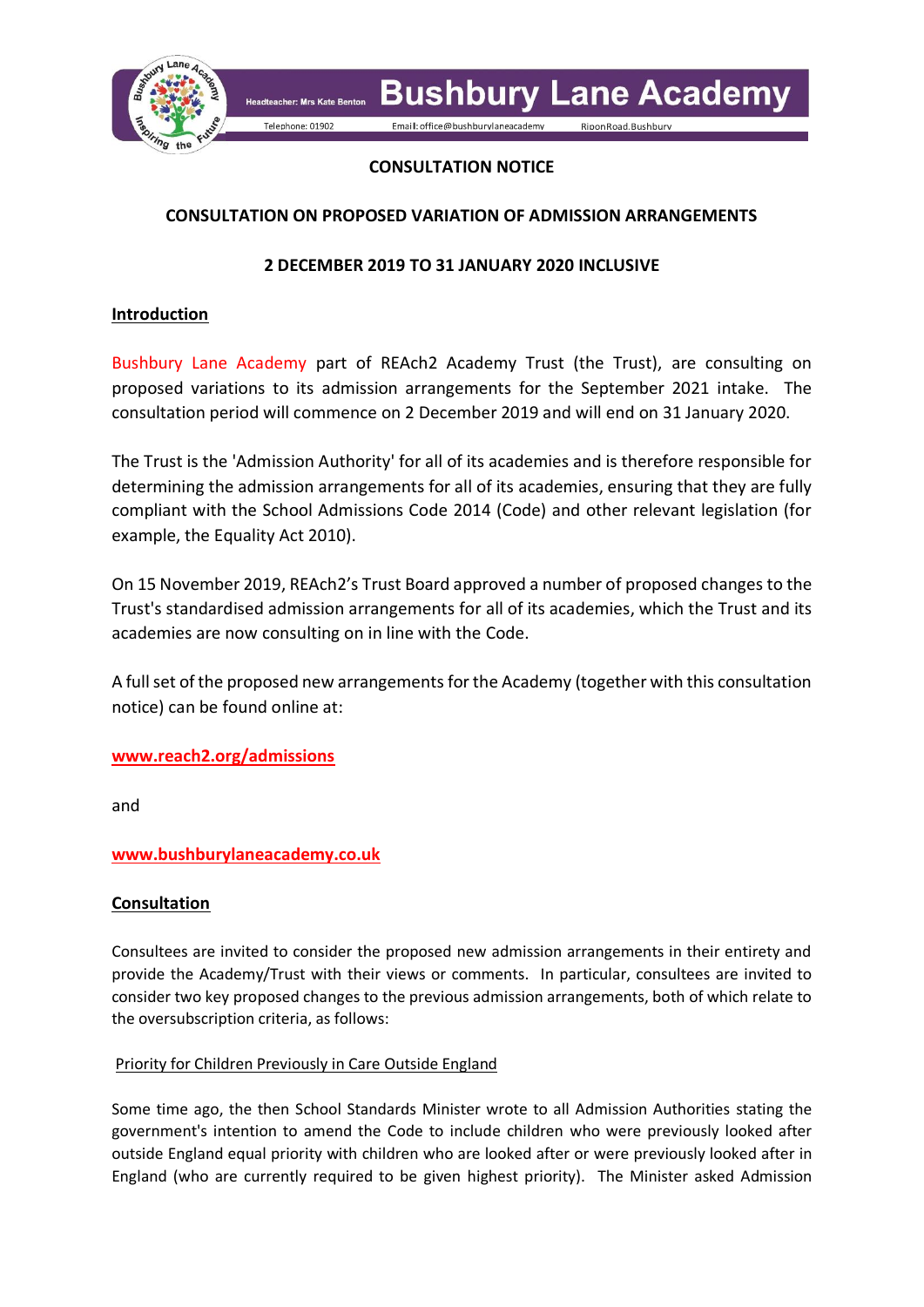**Bushbury Lane Academy**

Headteacher: Mrs Kate Benton

Telephone: 01902 Email: office@bushburylaneacademy Ripon Road, Bushbury

**CONSULTATION NOTICE**

**CONSULTATION ON PROPOSED VARIATION OF ADMISSION ARRANGEMENTS**

**2 DECEMBER 2019 TO 31 JANUARY 2020 INCLUSIVE**

## Introduction

Bushbury Lane Academy part of REAch2 Academy Trust (the Trust), are consulting on proposed variations to its admission arrangements for the September 2021 intake. The consultation period will commence on 2 December 2019 and will end on 31 January 2020.

The Trust is the 'Admission Authority' for all of its academies and is therefore responsible for determining the admission arrangements for all of its academies, ensuring that they are fully compliant with the School Admissions Code 2014 (Code) and other relevant legislation (for example, the Equality Act 2010).

On 15 November 2019, REAch2's Trust Board approved a number of proposed changes to the Trust's standardised admission arrangements for all of its academies, which the Trust and its academies are now consulting on in line with the Code.

A full set of the proposed new arrangements for the Academy (together with this consultation notice) can be found online at:

**www.reach2.org/admissions**

and

**www.bushburylaneacademy.co.uk**

## Consultation

Consultees are invited to consider the proposed new admission arrangements in their entirety and provide the Academy/Trust with their views or comments. In particular, consultees are invited to consider two key proposed changes to the previous admission arrangements, both of which relate to the oversubscription criteria, as follows:

### Priority for Children Previously in Care Outside England

Some time ago, the then School Standards Minister wrote to all Admission Authorities stating the government's intention to amend the Code to include children who were previously looked after outside England equal priority with children who are looked after or were previously looked after in England (who are currently required to be given highest priority). The Minister asked Admission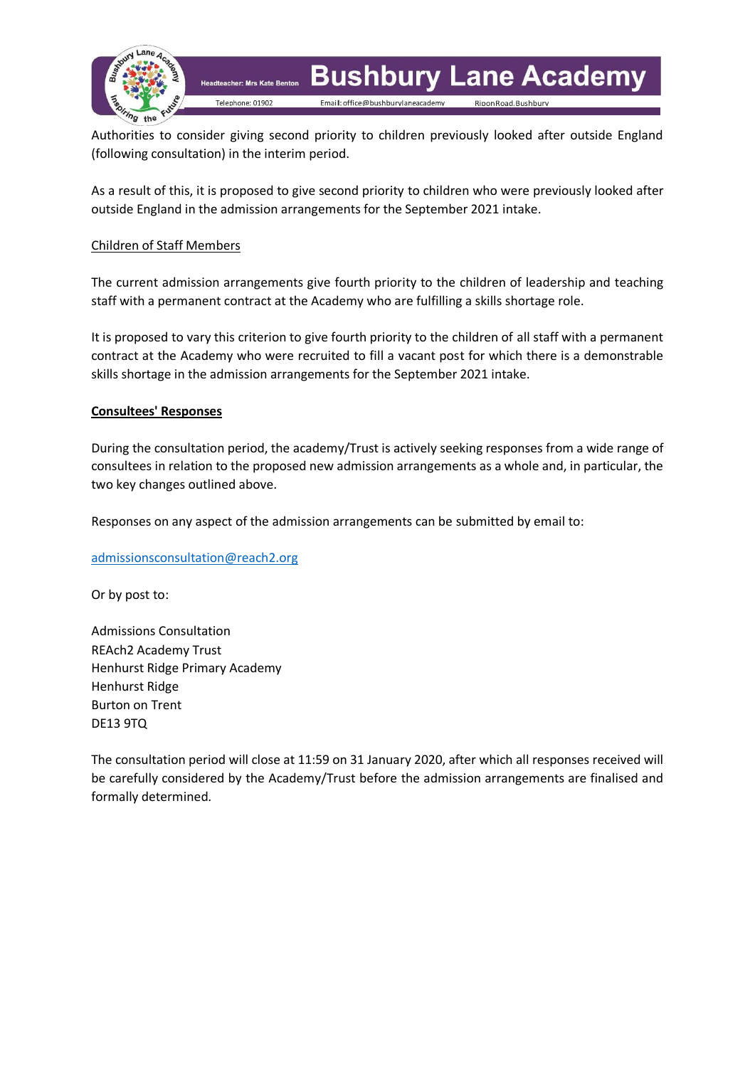Authorities to consider giving second priority to children previously looked after outside England (following consultation) in the interim period.

As a result of this, it is proposed to give second priority to children who were previously looked after outside England in the admission arrangements for the September 2021 intake.

Children of Staff Members

The current admission arrangements give fourth priority to the children of leadership and teaching staff with a permanent contract at the Academy who are fulfilling a skills shortage role.

It is proposed to vary this criterion to give fourth priority to the children of all staff with a permanent contract at the Academy who were recruited to fill a vacant post for which there is a demonstrable skills shortage in the admission arrangements for the September 2021 intake.

**Consultees' Responses**

During the consultation period, the academy/Trust is actively seeking responses from a wide range of consultees in relation to the proposed new admission arrangements as a whole and, in particular, the two key changes outlined above.

Responses on any aspect of the admission arrangements can be submitted by email to:

admissionsconsultation@reach2.org

Or by post to:

Admissions Consultation
REAch2 Academy Trust
Henhurst Ridge Primary Academy
Henhurst Ridge
Burton on Trent
DE13 9TQ

The consultation period will close at 11:59 on 31 January 2020, after which all responses received will be carefully considered by the Academy/Trust before the admission arrangements are finalised and formally determined.